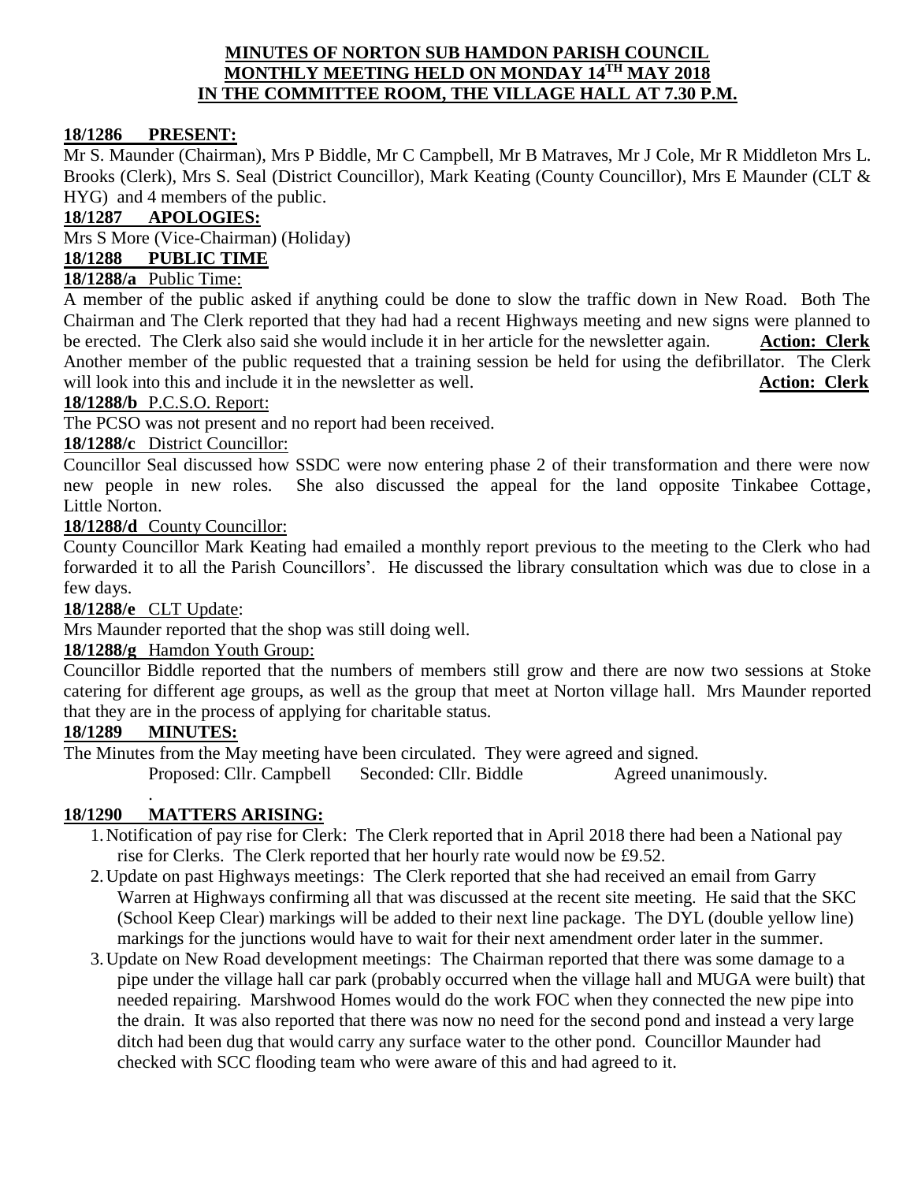# MINUTES OF NORTON SUB HAMDON PARISH COUNCIL MONTHLY MEETING HELD ON MONDAY 14TH MAY 2018 IN THE COMMITTEE ROOM, THE VILLAGE HALL AT 7.30 P.M.

**18/1286 PRESENT:**

Mr S. Maunder (Chairman), Mrs P Biddle, Mr C Campbell, Mr B Matraves, Mr J Cole, Mr R Middleton Mrs L. Brooks (Clerk), Mrs S. Seal (District Councillor), Mark Keating (County Councillor), Mrs E Maunder (CLT & HYG) and 4 members of the public.

**18/1287 APOLOGIES:**

Mrs S More (Vice-Chairman) (Holiday)

**18/1288 PUBLIC TIME**

**18/1288/a** Public Time:

A member of the public asked if anything could be done to slow the traffic down in New Road. Both The Chairman and The Clerk reported that they had had a recent Highways meeting and new signs were planned to be erected. The Clerk also said she would include it in her article for the newsletter again. **Action: Clerk**

Another member of the public requested that a training session be held for using the defibrillator. The Clerk will look into this and include it in the newsletter as well. **Action: Clerk**

**18/1288/b** P.C.S.O. Report:

The PCSO was not present and no report had been received.

**18/1288/c** District Councillor:

Councillor Seal discussed how SSDC were now entering phase 2 of their transformation and there were now new people in new roles. She also discussed the appeal for the land opposite Tinkabee Cottage, Little Norton.

**18/1288/d** County Councillor:

County Councillor Mark Keating had emailed a monthly report previous to the meeting to the Clerk who had forwarded it to all the Parish Councillors'. He discussed the library consultation which was due to close in a few days.

**18/1288/e** CLT Update:

Mrs Maunder reported that the shop was still doing well.

**18/1288/g** Hamdon Youth Group:

Councillor Biddle reported that the numbers of members still grow and there are now two sessions at Stoke catering for different age groups, as well as the group that meet at Norton village hall. Mrs Maunder reported that they are in the process of applying for charitable status.

**18/1289 MINUTES:**

The Minutes from the May meeting have been circulated. They were agreed and signed.

Proposed: Cllr. Campbell Seconded: Cllr. Biddle Agreed unanimously.

.

**18/1290 MATTERS ARISING:**

1. Notification of pay rise for Clerk: The Clerk reported that in April 2018 there had been a National pay rise for Clerks. The Clerk reported that her hourly rate would now be £9.52.
2. Update on past Highways meetings: The Clerk reported that she had received an email from Garry Warren at Highways confirming all that was discussed at the recent site meeting. He said that the SKC (School Keep Clear) markings will be added to their next line package. The DYL (double yellow line) markings for the junctions would have to wait for their next amendment order later in the summer.
3. Update on New Road development meetings: The Chairman reported that there was some damage to a pipe under the village hall car park (probably occurred when the village hall and MUGA were built) that needed repairing. Marshwood Homes would do the work FOC when they connected the new pipe into the drain. It was also reported that there was now no need for the second pond and instead a very large ditch had been dug that would carry any surface water to the other pond. Councillor Maunder had checked with SCC flooding team who were aware of this and had agreed to it.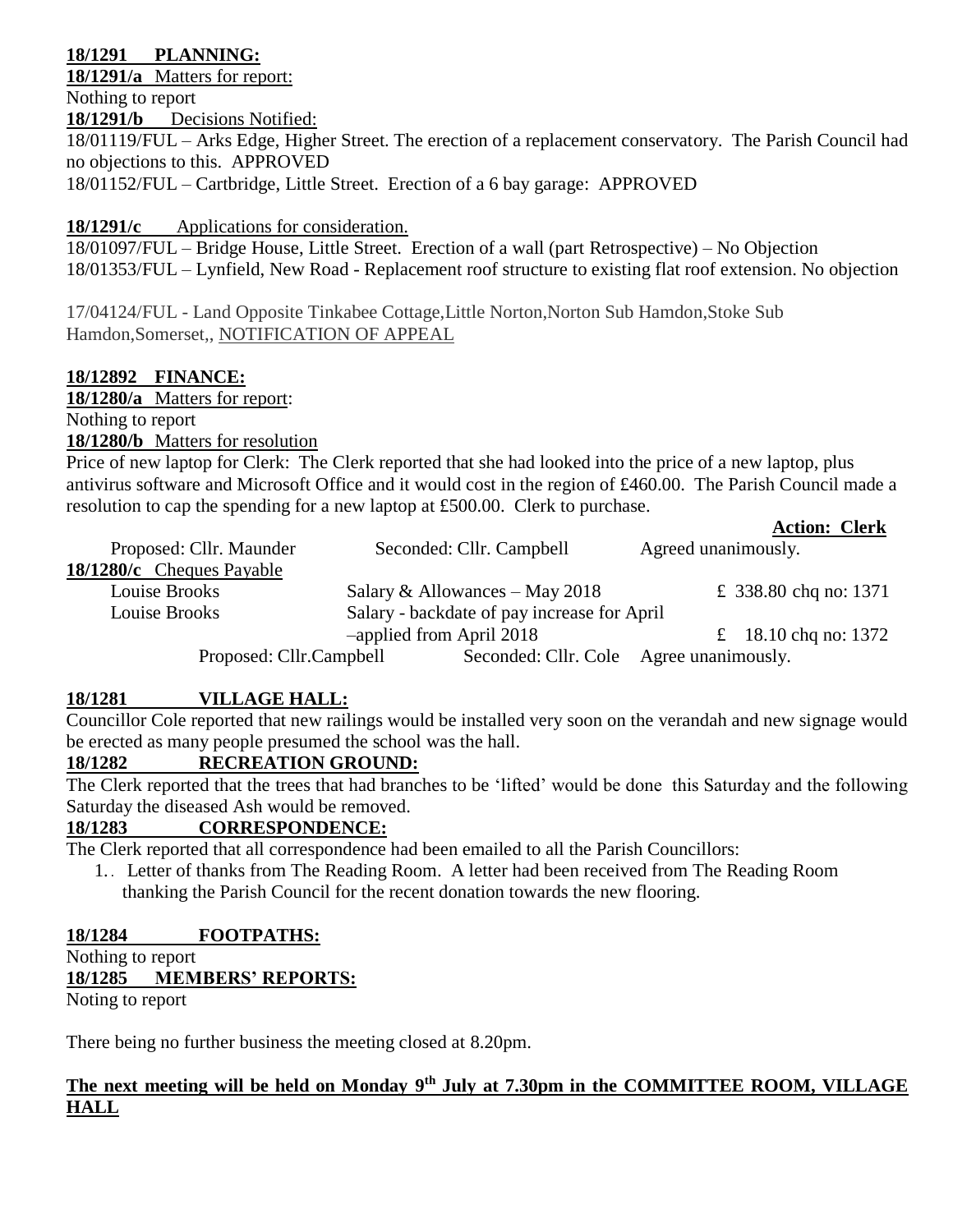**18/1291 PLANNING:**

**18/1291/a** Matters for report:

Nothing to report

**18/1291/b** Decisions Notified:

18/01119/FUL – Arks Edge, Higher Street. The erection of a replacement conservatory. The Parish Council had no objections to this. APPROVED

18/01152/FUL – Cartbridge, Little Street. Erection of a 6 bay garage: APPROVED

**18/1291/c** Applications for consideration.

18/01097/FUL – Bridge House, Little Street. Erection of a wall (part Retrospective) – No Objection

18/01353/FUL – Lynfield, New Road - Replacement roof structure to existing flat roof extension. No objection

17/04124/FUL - Land Opposite Tinkabee Cottage,Little Norton,Norton Sub Hamdon,Stoke Sub Hamdon,Somerset,, NOTIFICATION OF APPEAL

**18/12892 FINANCE:**

**18/1280/a** Matters for report:

Nothing to report

**18/1280/b** Matters for resolution

Price of new laptop for Clerk: The Clerk reported that she had looked into the price of a new laptop, plus antivirus software and Microsoft Office and it would cost in the region of £460.00. The Parish Council made a resolution to cap the spending for a new laptop at £500.00. Clerk to purchase.

**Action: Clerk**

Proposed: Cllr. Maunder Seconded: Cllr. Campbell Agreed unanimously.

**18/1280/c** Cheques Payable

| | | |
|---|---|---|
| Louise Brooks | Salary & Allowances – May 2018 | £ 338.80 chq no: 1371 |
| Louise Brooks | Salary - backdate of pay increase for April –applied from April 2018 | £ 18.10 chq no: 1372 |

Proposed: Cllr.Campbell Seconded: Cllr. Cole Agree unanimously.

**18/1281 VILLAGE HALL:**

Councillor Cole reported that new railings would be installed very soon on the verandah and new signage would be erected as many people presumed the school was the hall.

**18/1282 RECREATION GROUND:**

The Clerk reported that the trees that had branches to be 'lifted' would be done this Saturday and the following Saturday the diseased Ash would be removed.

**18/1283 CORRESPONDENCE:**

The Clerk reported that all correspondence had been emailed to all the Parish Councillors:

1.. Letter of thanks from The Reading Room. A letter had been received from The Reading Room thanking the Parish Council for the recent donation towards the new flooring.

**18/1284 FOOTPATHS:**

Nothing to report

**18/1285 MEMBERS' REPORTS:**

Noting to report

There being no further business the meeting closed at 8.20pm.

**The next meeting will be held on Monday 9th July at 7.30pm in the COMMITTEE ROOM, VILLAGE HALL**